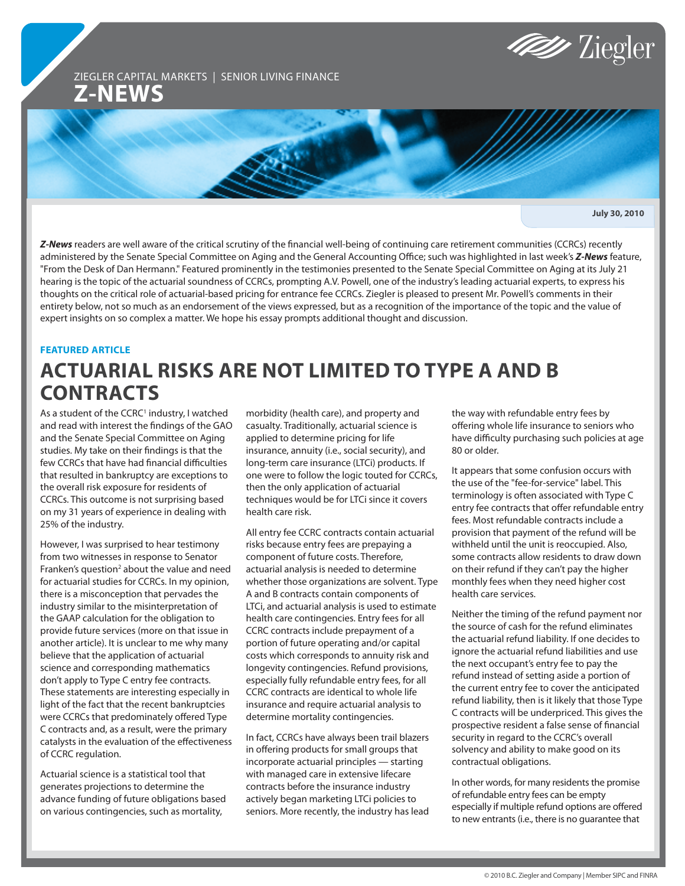ZIEGLER CAPITAL MARKETS | SENIOR LIVING FINANCE

# Z-NEWS

**July 30, 2010**

***Z-News*** readers are well aware of the critical scrutiny of the financial well-being of continuing care retirement communities (CCRCs) recently administered by the Senate Special Committee on Aging and the General Accounting Office; such was highlighted in last week's ***Z-News*** feature, "From the Desk of Dan Hermann." Featured prominently in the testimonies presented to the Senate Special Committee on Aging at its July 21 hearing is the topic of the actuarial soundness of CCRCs, prompting A.V. Powell, one of the industry's leading actuarial experts, to express his thoughts on the critical role of actuarial-based pricing for entrance fee CCRCs. Ziegler is pleased to present Mr. Powell's comments in their entirety below, not so much as an endorsement of the views expressed, but as a recognition of the importance of the topic and the value of expert insights on so complex a matter. We hope his essay prompts additional thought and discussion.

**FEATURED ARTICLE**

## ACTUARIAL RISKS ARE NOT LIMITED TO TYPE A AND B CONTRACTS

As a student of the CCRC[1] industry, I watched and read with interest the findings of the GAO and the Senate Special Committee on Aging studies. My take on their findings is that the few CCRCs that have had financial difficulties that resulted in bankruptcy are exceptions to the overall risk exposure for residents of CCRCs. This outcome is not surprising based on my 31 years of experience in dealing with 25% of the industry.

However, I was surprised to hear testimony from two witnesses in response to Senator Franken's question[2] about the value and need for actuarial studies for CCRCs. In my opinion, there is a misconception that pervades the industry similar to the misinterpretation of the GAAP calculation for the obligation to provide future services (more on that issue in another article). It is unclear to me why many believe that the application of actuarial science and corresponding mathematics don't apply to Type C entry fee contracts. These statements are interesting especially in light of the fact that the recent bankruptcies were CCRCs that predominately offered Type C contracts and, as a result, were the primary catalysts in the evaluation of the effectiveness of CCRC regulation.

Actuarial science is a statistical tool that generates projections to determine the advance funding of future obligations based on various contingencies, such as mortality, morbidity (health care), and property and casualty. Traditionally, actuarial science is applied to determine pricing for life insurance, annuity (i.e., social security), and long-term care insurance (LTCi) products. If one were to follow the logic touted for CCRCs, then the only application of actuarial techniques would be for LTCi since it covers health care risk.

All entry fee CCRC contracts contain actuarial risks because entry fees are prepaying a component of future costs. Therefore, actuarial analysis is needed to determine whether those organizations are solvent. Type A and B contracts contain components of LTCi, and actuarial analysis is used to estimate health care contingencies. Entry fees for all CCRC contracts include prepayment of a portion of future operating and/or capital costs which corresponds to annuity risk and longevity contingencies. Refund provisions, especially fully refundable entry fees, for all CCRC contracts are identical to whole life insurance and require actuarial analysis to determine mortality contingencies.

In fact, CCRCs have always been trail blazers in offering products for small groups that incorporate actuarial principles — starting with managed care in extensive lifecare contracts before the insurance industry actively began marketing LTCi policies to seniors. More recently, the industry has lead the way with refundable entry fees by offering whole life insurance to seniors who have difficulty purchasing such policies at age 80 or older.

It appears that some confusion occurs with the use of the "fee-for-service" label. This terminology is often associated with Type C entry fee contracts that offer refundable entry fees. Most refundable contracts include a provision that payment of the refund will be withheld until the unit is reoccupied. Also, some contracts allow residents to draw down on their refund if they can't pay the higher monthly fees when they need higher cost health care services.

Neither the timing of the refund payment nor the source of cash for the refund eliminates the actuarial refund liability. If one decides to ignore the actuarial refund liabilities and use the next occupant's entry fee to pay the refund instead of setting aside a portion of the current entry fee to cover the anticipated refund liability, then is it likely that those Type C contracts will be underpriced. This gives the prospective resident a false sense of financial security in regard to the CCRC's overall solvency and ability to make good on its contractual obligations.

In other words, for many residents the promise of refundable entry fees can be empty especially if multiple refund options are offered to new entrants (i.e., there is no guarantee that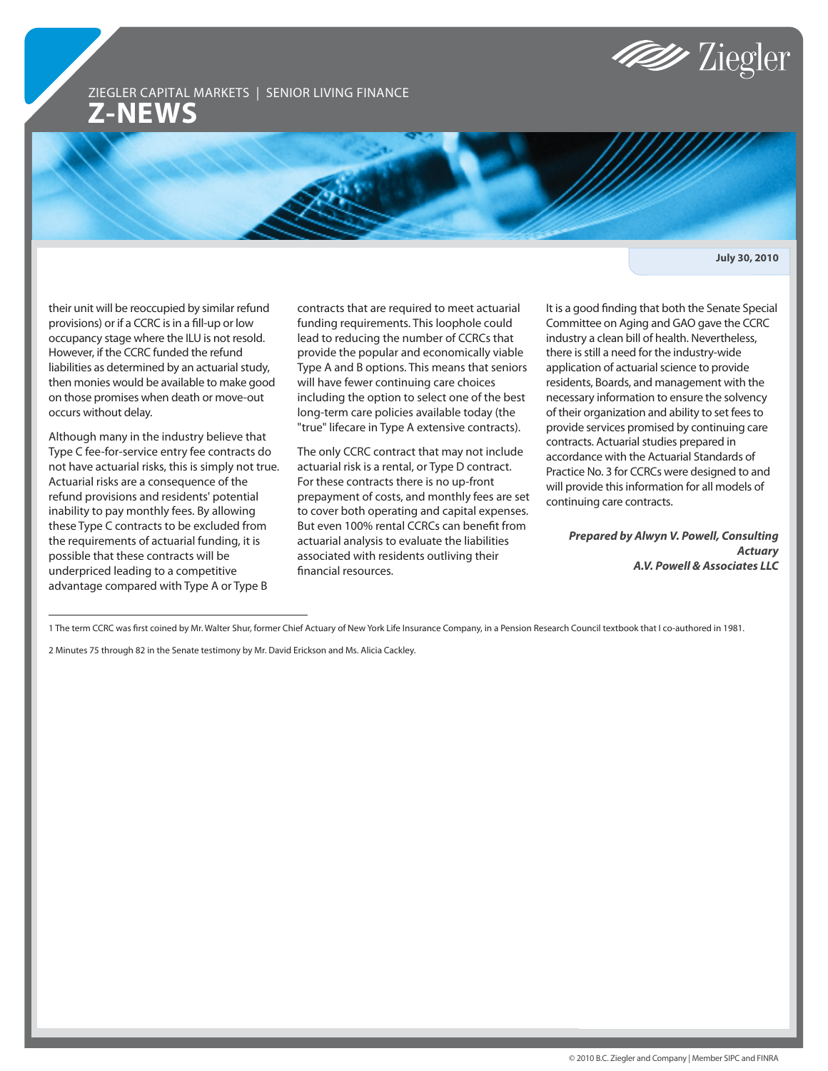their unit will be reoccupied by similar refund provisions) or if a CCRC is in a fill-up or low occupancy stage where the ILU is not resold. However, if the CCRC funded the refund liabilities as determined by an actuarial study, then monies would be available to make good on those promises when death or move-out occurs without delay.

Although many in the industry believe that Type C fee-for-service entry fee contracts do not have actuarial risks, this is simply not true. Actuarial risks are a consequence of the refund provisions and residents' potential inability to pay monthly fees. By allowing these Type C contracts to be excluded from the requirements of actuarial funding, it is possible that these contracts will be underpriced leading to a competitive advantage compared with Type A or Type B contracts that are required to meet actuarial funding requirements. This loophole could lead to reducing the number of CCRCs that provide the popular and economically viable Type A and B options. This means that seniors will have fewer continuing care choices including the option to select one of the best long-term care policies available today (the "true" lifecare in Type A extensive contracts).

The only CCRC contract that may not include actuarial risk is a rental, or Type D contract. For these contracts there is no up-front prepayment of costs, and monthly fees are set to cover both operating and capital expenses. But even 100% rental CCRCs can benefit from actuarial analysis to evaluate the liabilities associated with residents outliving their financial resources.

It is a good finding that both the Senate Special Committee on Aging and GAO gave the CCRC industry a clean bill of health. Nevertheless, there is still a need for the industry-wide application of actuarial science to provide residents, Boards, and management with the necessary information to ensure the solvency of their organization and ability to set fees to provide services promised by continuing care contracts. Actuarial studies prepared in accordance with the Actuarial Standards of Practice No. 3 for CCRCs were designed to and will provide this information for all models of continuing care contracts.

***Prepared by Alwyn V. Powell, Consulting Actuary***
***A.V. Powell & Associates LLC***

---

1 The term CCRC was first coined by Mr. Walter Shur, former Chief Actuary of New York Life Insurance Company, in a Pension Research Council textbook that I co-authored in 1981.

2 Minutes 75 through 82 in the Senate testimony by Mr. David Erickson and Ms. Alicia Cackley.